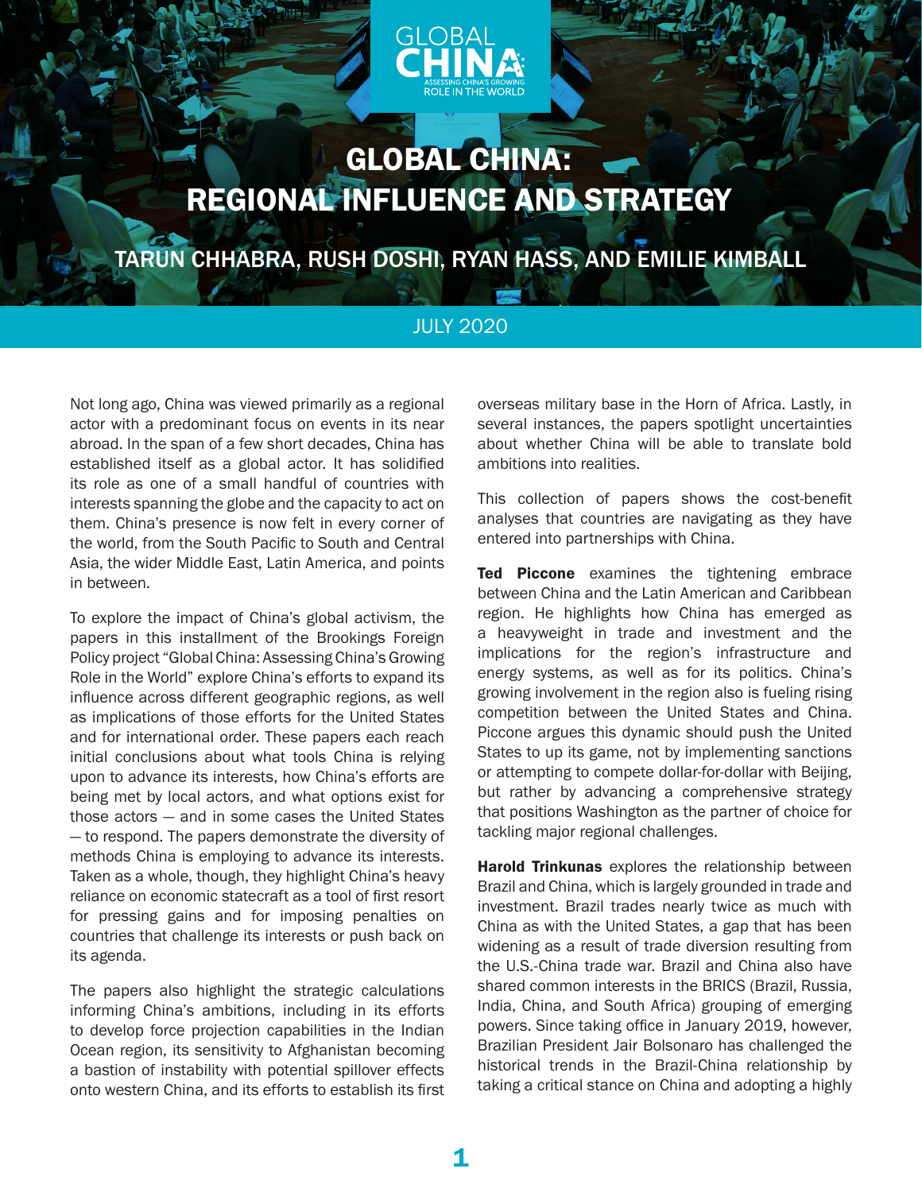GLOBAL CHINA
ASSESSING CHINA'S GROWING ROLE IN THE WORLD

# GLOBAL CHINA: REGIONAL INFLUENCE AND STRATEGY

## TARUN CHHABRA, RUSH DOSHI, RYAN HASS, AND EMILIE KIMBALL

JULY 2020

Not long ago, China was viewed primarily as a regional actor with a predominant focus on events in its near abroad. In the span of a few short decades, China has established itself as a global actor. It has solidified its role as one of a small handful of countries with interests spanning the globe and the capacity to act on them. China's presence is now felt in every corner of the world, from the South Pacific to South and Central Asia, the wider Middle East, Latin America, and points in between.

To explore the impact of China's global activism, the papers in this installment of the Brookings Foreign Policy project "Global China: Assessing China's Growing Role in the World" explore China's efforts to expand its influence across different geographic regions, as well as implications of those efforts for the United States and for international order. These papers each reach initial conclusions about what tools China is relying upon to advance its interests, how China's efforts are being met by local actors, and what options exist for those actors — and in some cases the United States — to respond. The papers demonstrate the diversity of methods China is employing to advance its interests. Taken as a whole, though, they highlight China's heavy reliance on economic statecraft as a tool of first resort for pressing gains and for imposing penalties on countries that challenge its interests or push back on its agenda.

The papers also highlight the strategic calculations informing China's ambitions, including in its efforts to develop force projection capabilities in the Indian Ocean region, its sensitivity to Afghanistan becoming a bastion of instability with potential spillover effects onto western China, and its efforts to establish its first overseas military base in the Horn of Africa. Lastly, in several instances, the papers spotlight uncertainties about whether China will be able to translate bold ambitions into realities.

This collection of papers shows the cost-benefit analyses that countries are navigating as they have entered into partnerships with China.

**Ted Piccone** examines the tightening embrace between China and the Latin American and Caribbean region. He highlights how China has emerged as a heavyweight in trade and investment and the implications for the region's infrastructure and energy systems, as well as for its politics. China's growing involvement in the region also is fueling rising competition between the United States and China. Piccone argues this dynamic should push the United States to up its game, not by implementing sanctions or attempting to compete dollar-for-dollar with Beijing, but rather by advancing a comprehensive strategy that positions Washington as the partner of choice for tackling major regional challenges.

**Harold Trinkunas** explores the relationship between Brazil and China, which is largely grounded in trade and investment. Brazil trades nearly twice as much with China as with the United States, a gap that has been widening as a result of trade diversion resulting from the U.S.-China trade war. Brazil and China also have shared common interests in the BRICS (Brazil, Russia, India, China, and South Africa) grouping of emerging powers. Since taking office in January 2019, however, Brazilian President Jair Bolsonaro has challenged the historical trends in the Brazil-China relationship by taking a critical stance on China and adopting a highly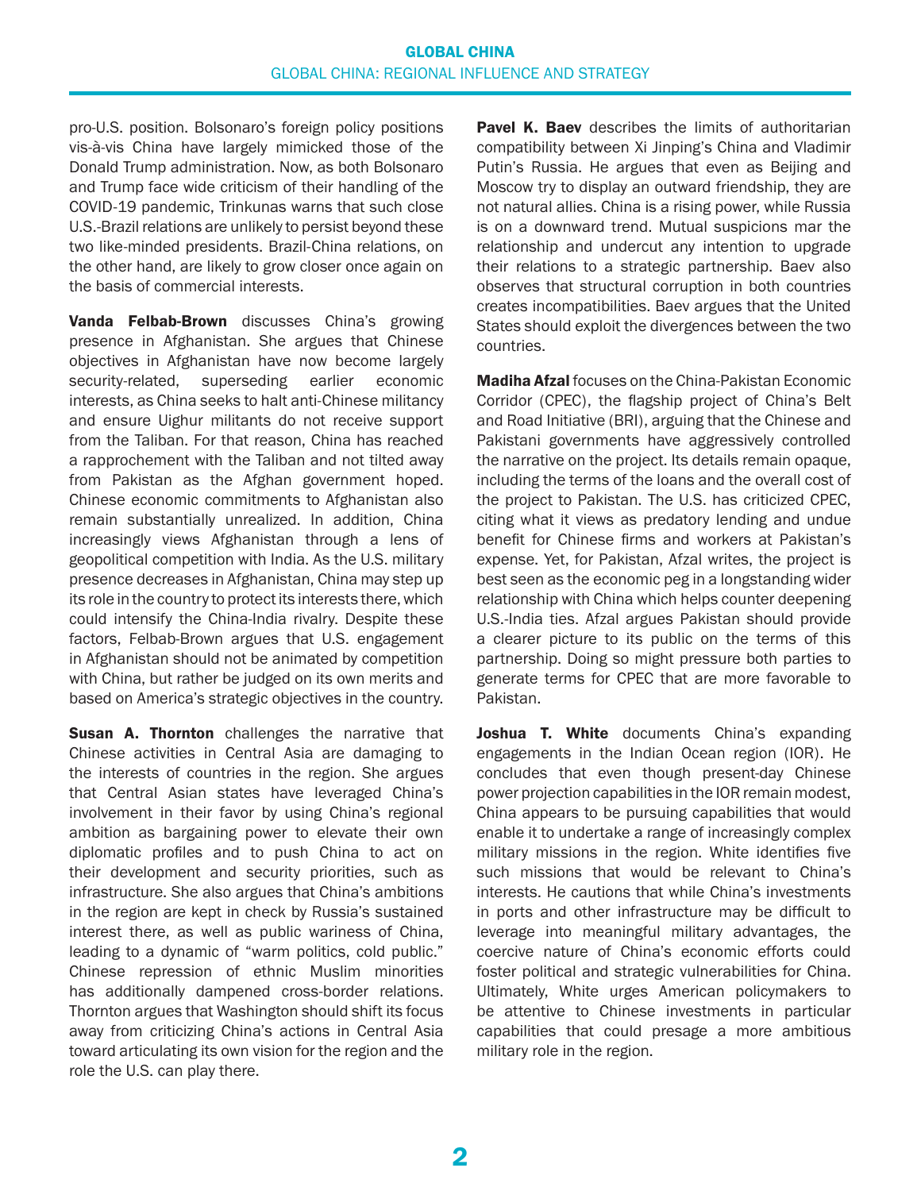pro-U.S. position. Bolsonaro's foreign policy positions vis-à-vis China have largely mimicked those of the Donald Trump administration. Now, as both Bolsonaro and Trump face wide criticism of their handling of the COVID-19 pandemic, Trinkunas warns that such close U.S.-Brazil relations are unlikely to persist beyond these two like-minded presidents. Brazil-China relations, on the other hand, are likely to grow closer once again on the basis of commercial interests.

**Vanda Felbab-Brown** discusses China's growing presence in Afghanistan. She argues that Chinese objectives in Afghanistan have now become largely security-related, superseding earlier economic interests, as China seeks to halt anti-Chinese militancy and ensure Uighur militants do not receive support from the Taliban. For that reason, China has reached a rapprochement with the Taliban and not tilted away from Pakistan as the Afghan government hoped. Chinese economic commitments to Afghanistan also remain substantially unrealized. In addition, China increasingly views Afghanistan through a lens of geopolitical competition with India. As the U.S. military presence decreases in Afghanistan, China may step up its role in the country to protect its interests there, which could intensify the China-India rivalry. Despite these factors, Felbab-Brown argues that U.S. engagement in Afghanistan should not be animated by competition with China, but rather be judged on its own merits and based on America's strategic objectives in the country.

**Susan A. Thornton** challenges the narrative that Chinese activities in Central Asia are damaging to the interests of countries in the region. She argues that Central Asian states have leveraged China's involvement in their favor by using China's regional ambition as bargaining power to elevate their own diplomatic profiles and to push China to act on their development and security priorities, such as infrastructure. She also argues that China's ambitions in the region are kept in check by Russia's sustained interest there, as well as public wariness of China, leading to a dynamic of "warm politics, cold public." Chinese repression of ethnic Muslim minorities has additionally dampened cross-border relations. Thornton argues that Washington should shift its focus away from criticizing China's actions in Central Asia toward articulating its own vision for the region and the role the U.S. can play there.

**Pavel K. Baev** describes the limits of authoritarian compatibility between Xi Jinping's China and Vladimir Putin's Russia. He argues that even as Beijing and Moscow try to display an outward friendship, they are not natural allies. China is a rising power, while Russia is on a downward trend. Mutual suspicions mar the relationship and undercut any intention to upgrade their relations to a strategic partnership. Baev also observes that structural corruption in both countries creates incompatibilities. Baev argues that the United States should exploit the divergences between the two countries.

**Madiha Afzal** focuses on the China-Pakistan Economic Corridor (CPEC), the flagship project of China's Belt and Road Initiative (BRI), arguing that the Chinese and Pakistani governments have aggressively controlled the narrative on the project. Its details remain opaque, including the terms of the loans and the overall cost of the project to Pakistan. The U.S. has criticized CPEC, citing what it views as predatory lending and undue benefit for Chinese firms and workers at Pakistan's expense. Yet, for Pakistan, Afzal writes, the project is best seen as the economic peg in a longstanding wider relationship with China which helps counter deepening U.S.-India ties. Afzal argues Pakistan should provide a clearer picture to its public on the terms of this partnership. Doing so might pressure both parties to generate terms for CPEC that are more favorable to Pakistan.

**Joshua T. White** documents China's expanding engagements in the Indian Ocean region (IOR). He concludes that even though present-day Chinese power projection capabilities in the IOR remain modest, China appears to be pursuing capabilities that would enable it to undertake a range of increasingly complex military missions in the region. White identifies five such missions that would be relevant to China's interests. He cautions that while China's investments in ports and other infrastructure may be difficult to leverage into meaningful military advantages, the coercive nature of China's economic efforts could foster political and strategic vulnerabilities for China. Ultimately, White urges American policymakers to be attentive to Chinese investments in particular capabilities that could presage a more ambitious military role in the region.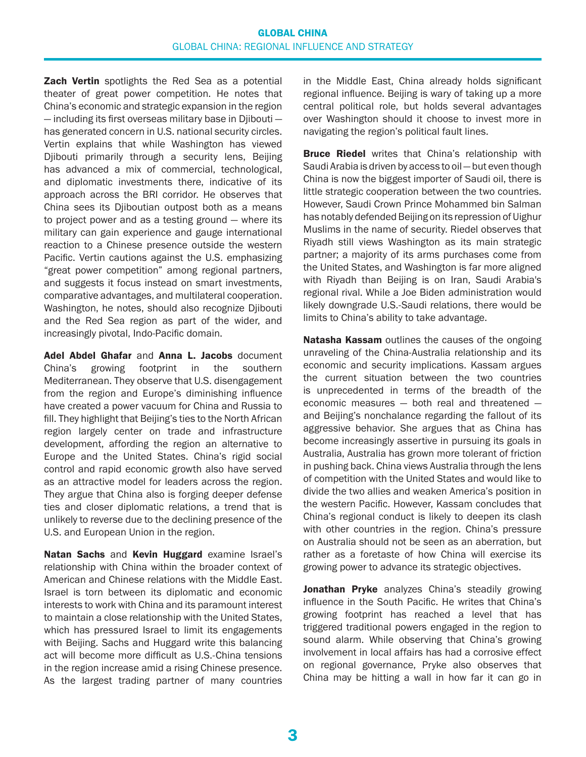**Zach Vertin** spotlights the Red Sea as a potential theater of great power competition. He notes that China's economic and strategic expansion in the region — including its first overseas military base in Djibouti — has generated concern in U.S. national security circles. Vertin explains that while Washington has viewed Djibouti primarily through a security lens, Beijing has advanced a mix of commercial, technological, and diplomatic investments there, indicative of its approach across the BRI corridor. He observes that China sees its Djiboutian outpost both as a means to project power and as a testing ground — where its military can gain experience and gauge international reaction to a Chinese presence outside the western Pacific. Vertin cautions against the U.S. emphasizing "great power competition" among regional partners, and suggests it focus instead on smart investments, comparative advantages, and multilateral cooperation. Washington, he notes, should also recognize Djibouti and the Red Sea region as part of the wider, and increasingly pivotal, Indo-Pacific domain.

**Adel Abdel Ghafar** and **Anna L. Jacobs** document China's growing footprint in the southern Mediterranean. They observe that U.S. disengagement from the region and Europe's diminishing influence have created a power vacuum for China and Russia to fill. They highlight that Beijing's ties to the North African region largely center on trade and infrastructure development, affording the region an alternative to Europe and the United States. China's rigid social control and rapid economic growth also have served as an attractive model for leaders across the region. They argue that China also is forging deeper defense ties and closer diplomatic relations, a trend that is unlikely to reverse due to the declining presence of the U.S. and European Union in the region.

**Natan Sachs** and **Kevin Huggard** examine Israel's relationship with China within the broader context of American and Chinese relations with the Middle East. Israel is torn between its diplomatic and economic interests to work with China and its paramount interest to maintain a close relationship with the United States, which has pressured Israel to limit its engagements with Beijing. Sachs and Huggard write this balancing act will become more difficult as U.S.-China tensions in the region increase amid a rising Chinese presence. As the largest trading partner of many countries in the Middle East, China already holds significant regional influence. Beijing is wary of taking up a more central political role, but holds several advantages over Washington should it choose to invest more in navigating the region's political fault lines.

**Bruce Riedel** writes that China's relationship with Saudi Arabia is driven by access to oil — but even though China is now the biggest importer of Saudi oil, there is little strategic cooperation between the two countries. However, Saudi Crown Prince Mohammed bin Salman has notably defended Beijing on its repression of Uighur Muslims in the name of security. Riedel observes that Riyadh still views Washington as its main strategic partner; a majority of its arms purchases come from the United States, and Washington is far more aligned with Riyadh than Beijing is on Iran, Saudi Arabia's regional rival. While a Joe Biden administration would likely downgrade U.S.-Saudi relations, there would be limits to China's ability to take advantage.

**Natasha Kassam** outlines the causes of the ongoing unraveling of the China-Australia relationship and its economic and security implications. Kassam argues the current situation between the two countries is unprecedented in terms of the breadth of the economic measures — both real and threatened — and Beijing's nonchalance regarding the fallout of its aggressive behavior. She argues that as China has become increasingly assertive in pursuing its goals in Australia, Australia has grown more tolerant of friction in pushing back. China views Australia through the lens of competition with the United States and would like to divide the two allies and weaken America's position in the western Pacific. However, Kassam concludes that China's regional conduct is likely to deepen its clash with other countries in the region. China's pressure on Australia should not be seen as an aberration, but rather as a foretaste of how China will exercise its growing power to advance its strategic objectives.

**Jonathan Pryke** analyzes China's steadily growing influence in the South Pacific. He writes that China's growing footprint has reached a level that has triggered traditional powers engaged in the region to sound alarm. While observing that China's growing involvement in local affairs has had a corrosive effect on regional governance, Pryke also observes that China may be hitting a wall in how far it can go in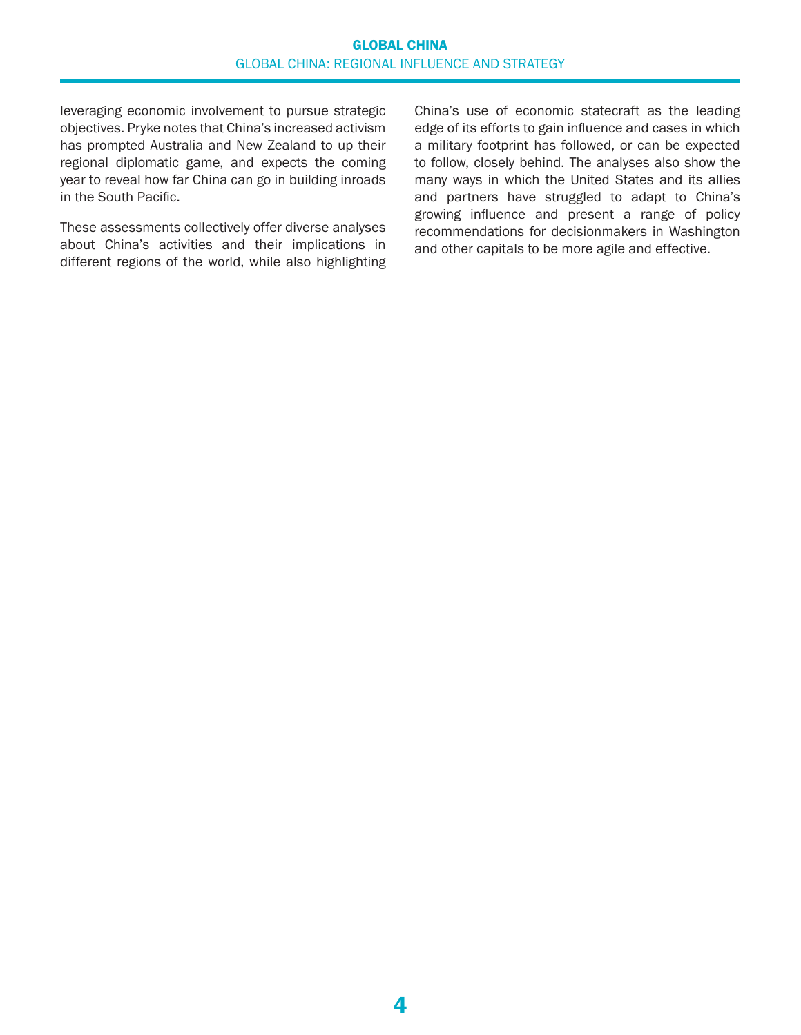leveraging economic involvement to pursue strategic objectives. Pryke notes that China's increased activism has prompted Australia and New Zealand to up their regional diplomatic game, and expects the coming year to reveal how far China can go in building inroads in the South Pacific.

These assessments collectively offer diverse analyses about China's activities and their implications in different regions of the world, while also highlighting China's use of economic statecraft as the leading edge of its efforts to gain influence and cases in which a military footprint has followed, or can be expected to follow, closely behind. The analyses also show the many ways in which the United States and its allies and partners have struggled to adapt to China's growing influence and present a range of policy recommendations for decisionmakers in Washington and other capitals to be more agile and effective.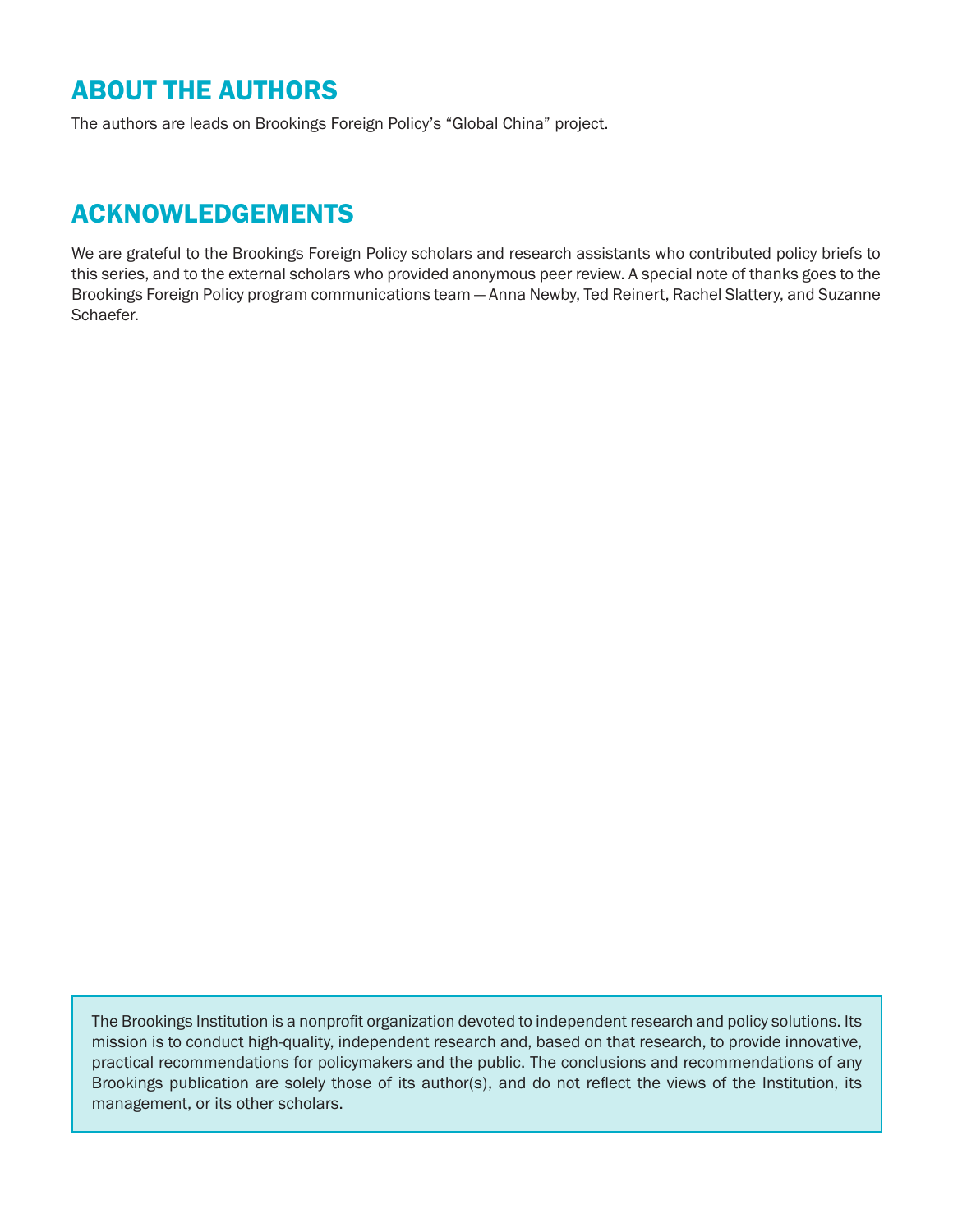## ABOUT THE AUTHORS

The authors are leads on Brookings Foreign Policy's "Global China" project.

## ACKNOWLEDGEMENTS

We are grateful to the Brookings Foreign Policy scholars and research assistants who contributed policy briefs to this series, and to the external scholars who provided anonymous peer review. A special note of thanks goes to the Brookings Foreign Policy program communications team — Anna Newby, Ted Reinert, Rachel Slattery, and Suzanne Schaefer.

The Brookings Institution is a nonprofit organization devoted to independent research and policy solutions. Its mission is to conduct high-quality, independent research and, based on that research, to provide innovative, practical recommendations for policymakers and the public. The conclusions and recommendations of any Brookings publication are solely those of its author(s), and do not reflect the views of the Institution, its management, or its other scholars.